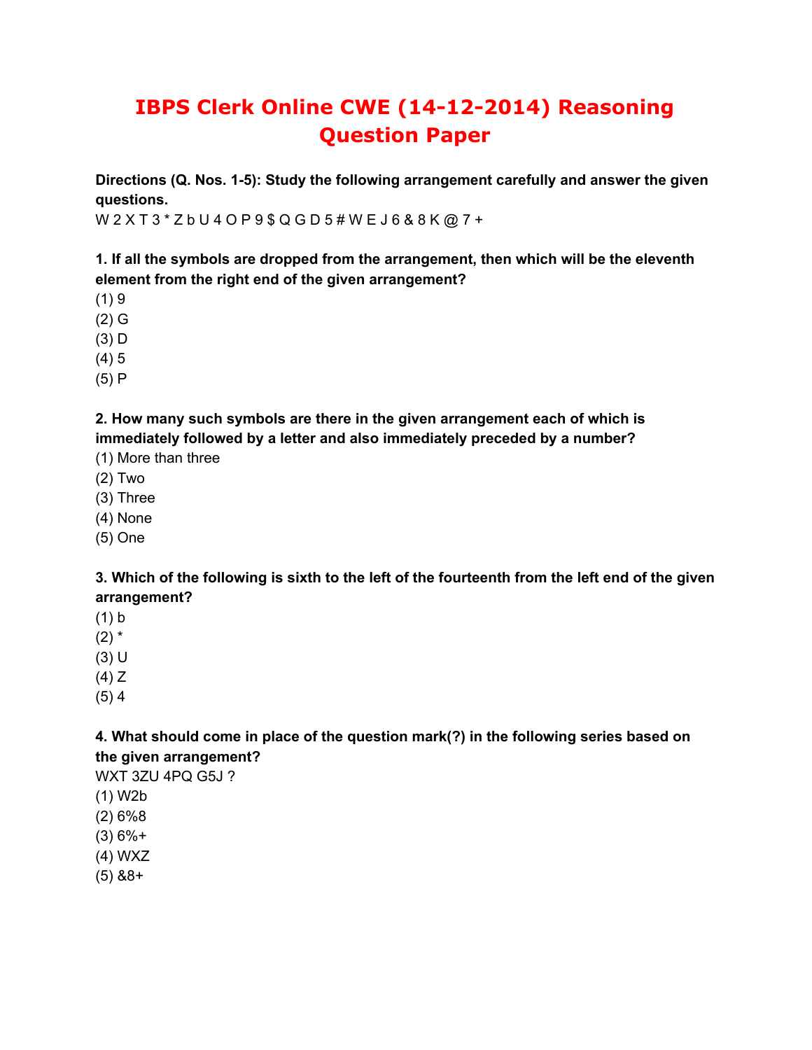# IBPS Clerk Online CWE (14-12-2014) Reasoning Question Paper

**Directions (Q. Nos. 1-5): Study the following arrangement carefully and answer the given questions.**

W 2 X T 3 * Z b U 4 O P 9 $ Q G D 5 # W E J 6 & 8 K @ 7 +

**1. If all the symbols are dropped from the arrangement, then which will be the eleventh element from the right end of the given arrangement?**

(1) 9
(2) G
(3) D
(4) 5
(5) P

**2. How many such symbols are there in the given arrangement each of which is immediately followed by a letter and also immediately preceded by a number?**

(1) More than three
(2) Two
(3) Three
(4) None
(5) One

**3. Which of the following is sixth to the left of the fourteenth from the left end of the given arrangement?**

(1) b
(2) *
(3) U
(4) Z
(5) 4

**4. What should come in place of the question mark(?) in the following series based on the given arrangement?**

WXT 3ZU 4PQ G5J ?

(1) W2b
(2) 6%8
(3) 6%+
(4) WXZ
(5) &8+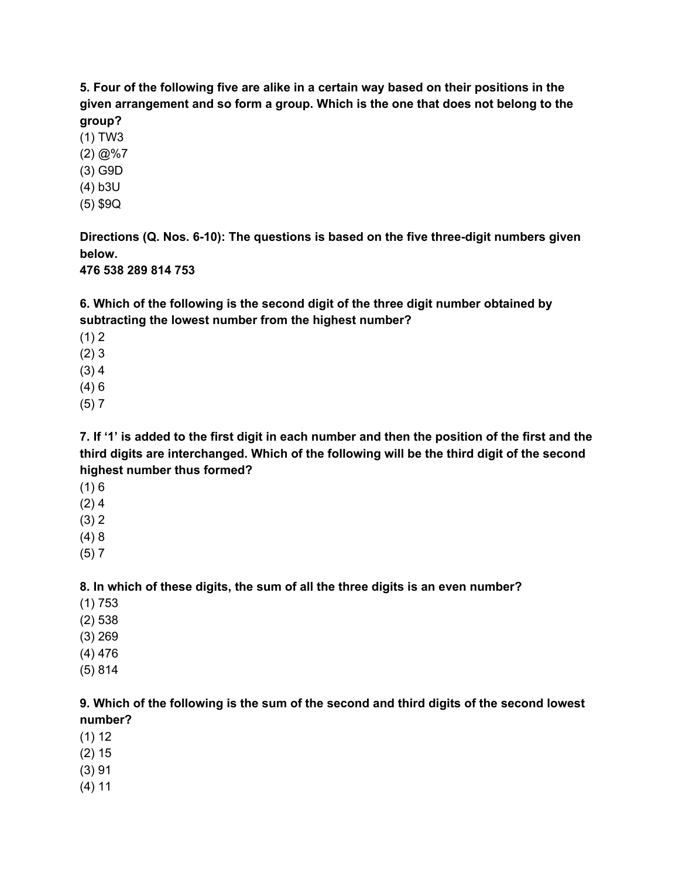**5. Four of the following five are alike in a certain way based on their positions in the given arrangement and so form a group. Which is the one that does not belong to the group?**

(1) TW3
(2) @%7
(3) G9D
(4) b3U
(5) $9Q

**Directions (Q. Nos. 6-10): The questions is based on the five three-digit numbers given below.**
**476 538 289 814 753**

**6. Which of the following is the second digit of the three digit number obtained by subtracting the lowest number from the highest number?**

(1) 2
(2) 3
(3) 4
(4) 6
(5) 7

**7. If '1' is added to the first digit in each number and then the position of the first and the third digits are interchanged. Which of the following will be the third digit of the second highest number thus formed?**

(1) 6
(2) 4
(3) 2
(4) 8
(5) 7

**8. In which of these digits, the sum of all the three digits is an even number?**

(1) 753
(2) 538
(3) 269
(4) 476
(5) 814

**9. Which of the following is the sum of the second and third digits of the second lowest number?**

(1) 12
(2) 15
(3) 91
(4) 11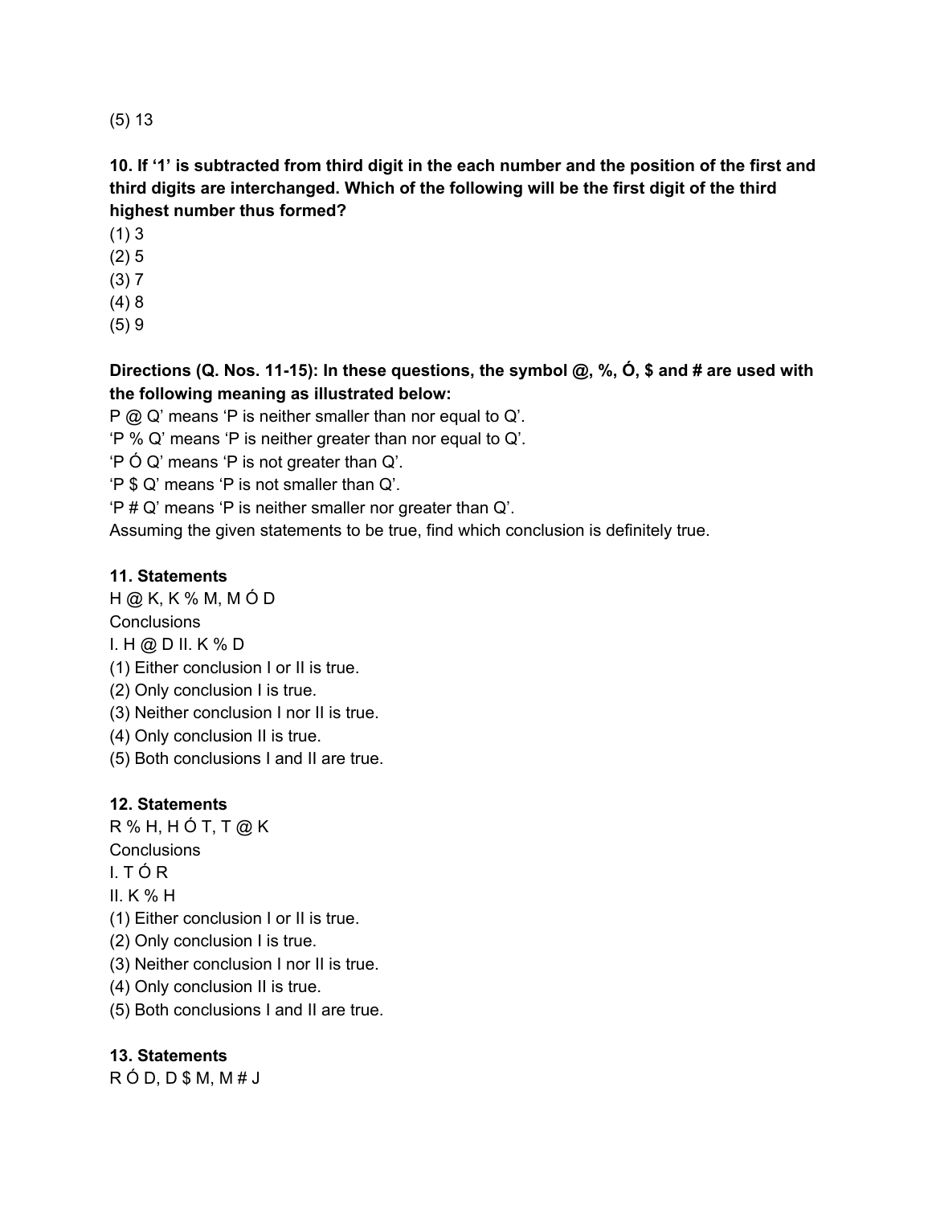(5) 13

**10. If '1' is subtracted from third digit in the each number and the position of the first and third digits are interchanged. Which of the following will be the first digit of the third highest number thus formed?**

(1) 3
(2) 5
(3) 7
(4) 8
(5) 9

**Directions (Q. Nos. 11-15): In these questions, the symbol @, %, Ó, $ and # are used with the following meaning as illustrated below:**

P @ Q' means 'P is neither smaller than nor equal to Q'.
'P % Q' means 'P is neither greater than nor equal to Q'.
'P Ó Q' means 'P is not greater than Q'.
'P $ Q' means 'P is not smaller than Q'.
'P # Q' means 'P is neither smaller nor greater than Q'.
Assuming the given statements to be true, find which conclusion is definitely true.

**11. Statements**

H @ K, K % M, M Ó D

Conclusions

I. H @ D II. K % D

(1) Either conclusion I or II is true.
(2) Only conclusion I is true.
(3) Neither conclusion I nor II is true.
(4) Only conclusion II is true.
(5) Both conclusions I and II are true.

**12. Statements**

R % H, H Ó T, T @ K

Conclusions

I. T Ó R

II. K % H

(1) Either conclusion I or II is true.
(2) Only conclusion I is true.
(3) Neither conclusion I nor II is true.
(4) Only conclusion II is true.
(5) Both conclusions I and II are true.

**13. Statements**

R Ó D, D $ M, M # J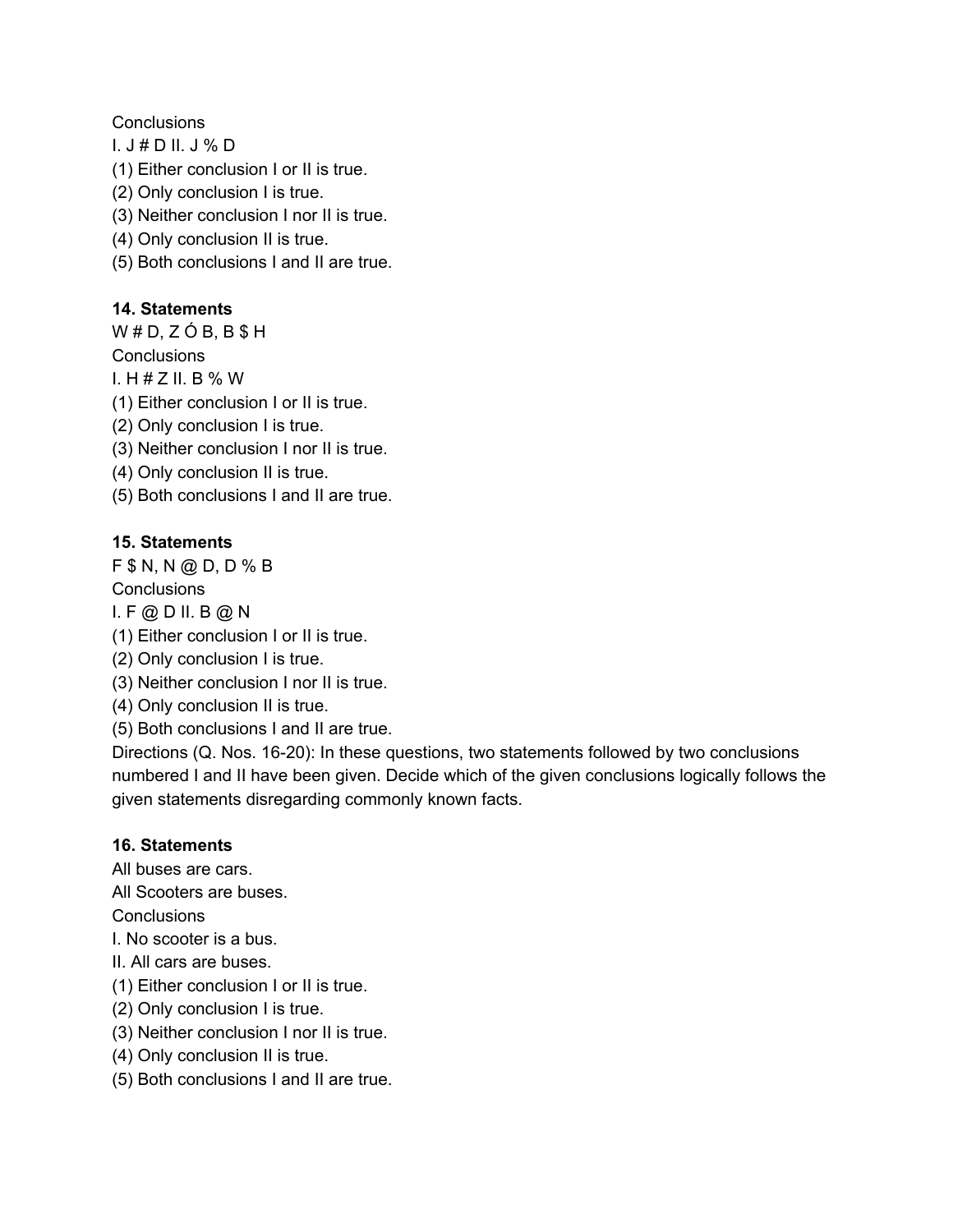Conclusions

I. J # D II. J % D

(1) Either conclusion I or II is true.

(2) Only conclusion I is true.

(3) Neither conclusion I nor II is true.

(4) Only conclusion II is true.

(5) Both conclusions I and II are true.

**14. Statements**

W # D, Z Ó B, B $ H

Conclusions

I. H # Z II. B % W

(1) Either conclusion I or II is true.

(2) Only conclusion I is true.

(3) Neither conclusion I nor II is true.

(4) Only conclusion II is true.

(5) Both conclusions I and II are true.

**15. Statements**

F $ N, N @ D, D % B

Conclusions

I. F @ D II. B @ N

(1) Either conclusion I or II is true.

(2) Only conclusion I is true.

(3) Neither conclusion I nor II is true.

(4) Only conclusion II is true.

(5) Both conclusions I and II are true.

Directions (Q. Nos. 16-20): In these questions, two statements followed by two conclusions numbered I and II have been given. Decide which of the given conclusions logically follows the given statements disregarding commonly known facts.

**16. Statements**

All buses are cars.

All Scooters are buses.

Conclusions

I. No scooter is a bus.

II. All cars are buses.

(1) Either conclusion I or II is true.

(2) Only conclusion I is true.

(3) Neither conclusion I nor II is true.

(4) Only conclusion II is true.

(5) Both conclusions I and II are true.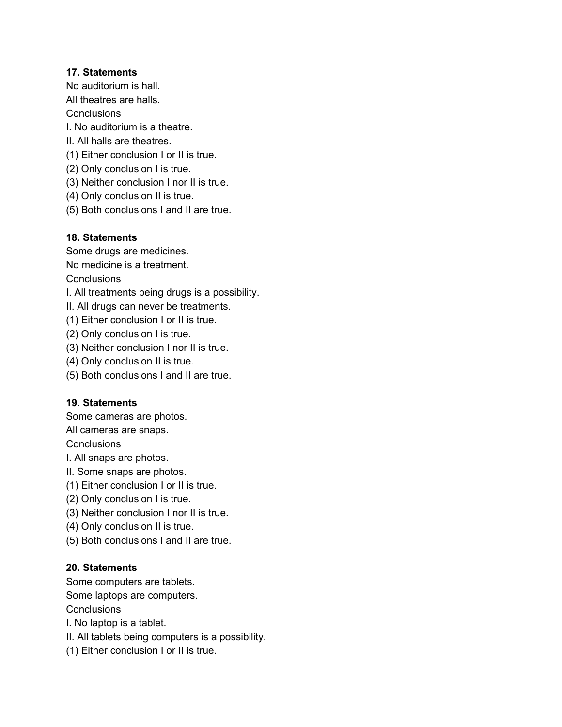**17. Statements**

No auditorium is hall.

All theatres are halls.

Conclusions

I. No auditorium is a theatre.

II. All halls are theatres.

(1) Either conclusion I or II is true.

(2) Only conclusion I is true.

(3) Neither conclusion I nor II is true.

(4) Only conclusion II is true.

(5) Both conclusions I and II are true.

**18. Statements**

Some drugs are medicines.

No medicine is a treatment.

Conclusions

I. All treatments being drugs is a possibility.

II. All drugs can never be treatments.

(1) Either conclusion I or II is true.

(2) Only conclusion I is true.

(3) Neither conclusion I nor II is true.

(4) Only conclusion II is true.

(5) Both conclusions I and II are true.

**19. Statements**

Some cameras are photos.

All cameras are snaps.

Conclusions

I. All snaps are photos.

II. Some snaps are photos.

(1) Either conclusion I or II is true.

(2) Only conclusion I is true.

(3) Neither conclusion I nor II is true.

(4) Only conclusion II is true.

(5) Both conclusions I and II are true.

**20. Statements**

Some computers are tablets.

Some laptops are computers.

Conclusions

I. No laptop is a tablet.

II. All tablets being computers is a possibility.

(1) Either conclusion I or II is true.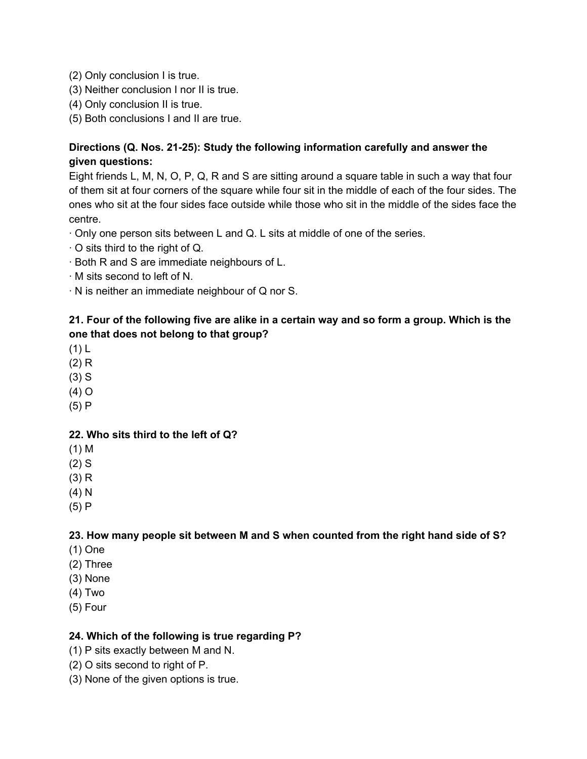(2) Only conclusion I is true.
(3) Neither conclusion I nor II is true.
(4) Only conclusion II is true.
(5) Both conclusions I and II are true.

**Directions (Q. Nos. 21-25): Study the following information carefully and answer the given questions:**

Eight friends L, M, N, O, P, Q, R and S are sitting around a square table in such a way that four of them sit at four corners of the square while four sit in the middle of each of the four sides. The ones who sit at the four sides face outside while those who sit in the middle of the sides face the centre.

· Only one person sits between L and Q. L sits at middle of one of the series.
· O sits third to the right of Q.
· Both R and S are immediate neighbours of L.
· M sits second to left of N.
· N is neither an immediate neighbour of Q nor S.

**21. Four of the following five are alike in a certain way and so form a group. Which is the one that does not belong to that group?**

(1) L
(2) R
(3) S
(4) O
(5) P

**22. Who sits third to the left of Q?**

(1) M
(2) S
(3) R
(4) N
(5) P

**23. How many people sit between M and S when counted from the right hand side of S?**

(1) One
(2) Three
(3) None
(4) Two
(5) Four

**24. Which of the following is true regarding P?**

(1) P sits exactly between M and N.
(2) O sits second to right of P.
(3) None of the given options is true.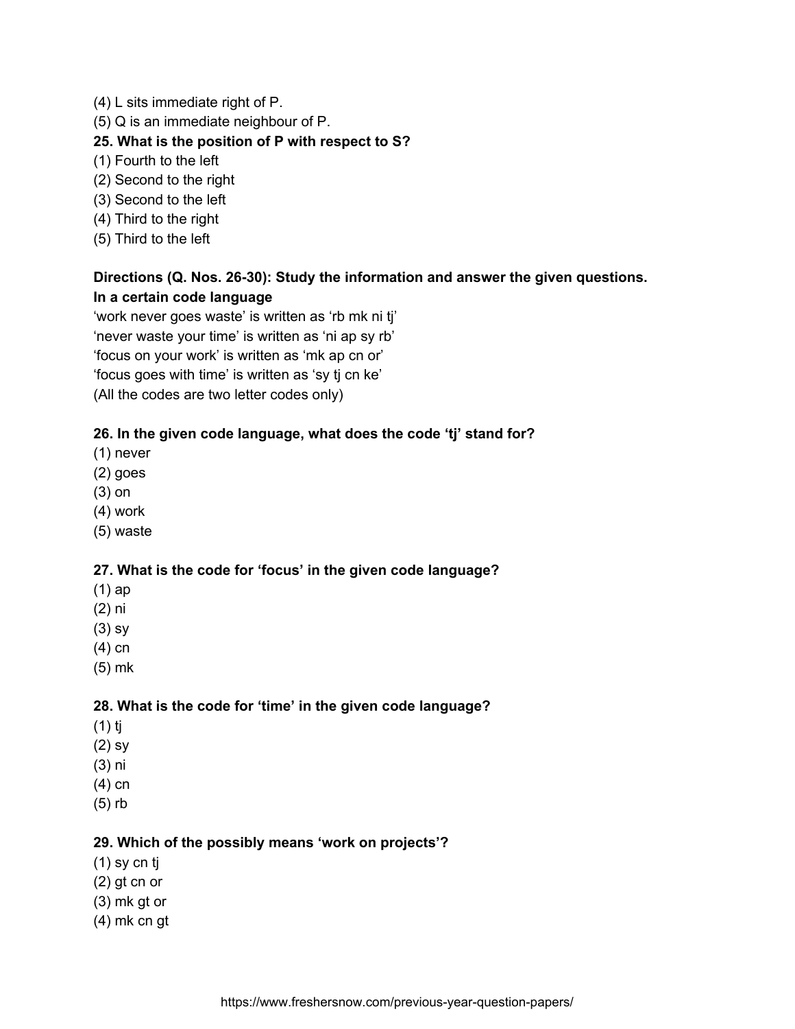(4) L sits immediate right of P.
(5) Q is an immediate neighbour of P.

**25. What is the position of P with respect to S?**
(1) Fourth to the left
(2) Second to the right
(3) Second to the left
(4) Third to the right
(5) Third to the left

**Directions (Q. Nos. 26-30): Study the information and answer the given questions.**
**In a certain code language**
'work never goes waste' is written as 'rb mk ni tj'
'never waste your time' is written as 'ni ap sy rb'
'focus on your work' is written as 'mk ap cn or'
'focus goes with time' is written as 'sy tj cn ke'
(All the codes are two letter codes only)

**26. In the given code language, what does the code 'tj' stand for?**
(1) never
(2) goes
(3) on
(4) work
(5) waste

**27. What is the code for 'focus' in the given code language?**
(1) ap
(2) ni
(3) sy
(4) cn
(5) mk

**28. What is the code for 'time' in the given code language?**
(1) tj
(2) sy
(3) ni
(4) cn
(5) rb

**29. Which of the possibly means 'work on projects'?**
(1) sy cn tj
(2) gt cn or
(3) mk gt or
(4) mk cn gt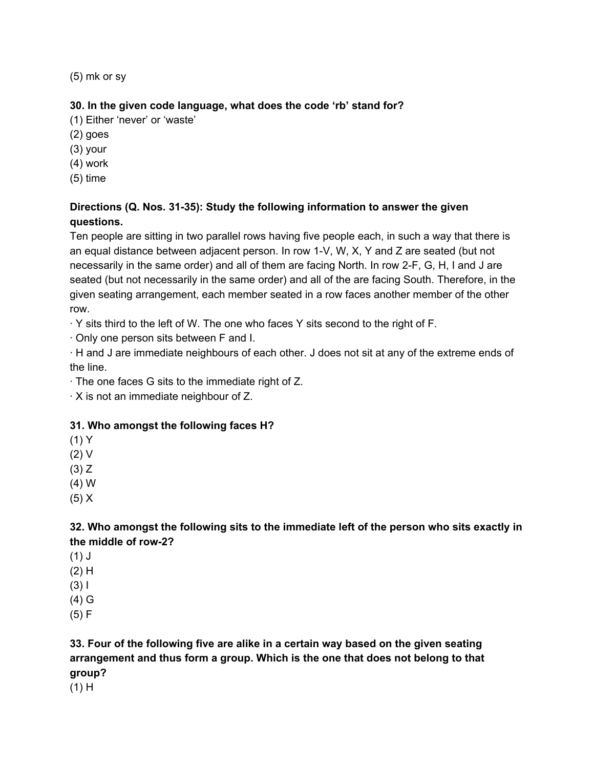(5) mk or sy

**30. In the given code language, what does the code 'rb' stand for?**
(1) Either 'never' or 'waste'
(2) goes
(3) your
(4) work
(5) time

**Directions (Q. Nos. 31-35): Study the following information to answer the given questions.**

Ten people are sitting in two parallel rows having five people each, in such a way that there is an equal distance between adjacent person. In row 1-V, W, X, Y and Z are seated (but not necessarily in the same order) and all of them are facing North. In row 2-F, G, H, I and J are seated (but not necessarily in the same order) and all of the are facing South. Therefore, in the given seating arrangement, each member seated in a row faces another member of the other row.

· Y sits third to the left of W. The one who faces Y sits second to the right of F.
· Only one person sits between F and I.
· H and J are immediate neighbours of each other. J does not sit at any of the extreme ends of the line.
· The one faces G sits to the immediate right of Z.
· X is not an immediate neighbour of Z.

**31. Who amongst the following faces H?**
(1) Y
(2) V
(3) Z
(4) W
(5) X

**32. Who amongst the following sits to the immediate left of the person who sits exactly in the middle of row-2?**
(1) J
(2) H
(3) I
(4) G
(5) F

**33. Four of the following five are alike in a certain way based on the given seating arrangement and thus form a group. Which is the one that does not belong to that group?**
(1) H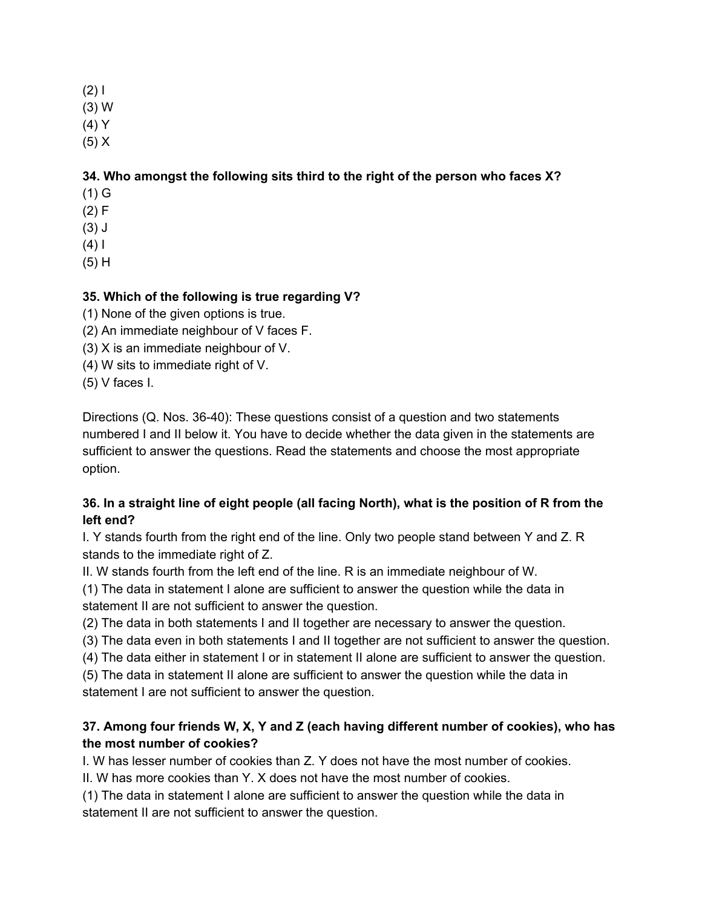(2) I  
(3) W  
(4) Y  
(5) X

**34. Who amongst the following sits third to the right of the person who faces X?**

(1) G  
(2) F  
(3) J  
(4) I  
(5) H

**35. Which of the following is true regarding V?**

(1) None of the given options is true.  
(2) An immediate neighbour of V faces F.  
(3) X is an immediate neighbour of V.  
(4) W sits to immediate right of V.  
(5) V faces I.

Directions (Q. Nos. 36-40): These questions consist of a question and two statements numbered I and II below it. You have to decide whether the data given in the statements are sufficient to answer the questions. Read the statements and choose the most appropriate option.

**36. In a straight line of eight people (all facing North), what is the position of R from the left end?**

I. Y stands fourth from the right end of the line. Only two people stand between Y and Z. R stands to the immediate right of Z.  
II. W stands fourth from the left end of the line. R is an immediate neighbour of W.

(1) The data in statement I alone are sufficient to answer the question while the data in statement II are not sufficient to answer the question.  
(2) The data in both statements I and II together are necessary to answer the question.  
(3) The data even in both statements I and II together are not sufficient to answer the question.  
(4) The data either in statement I or in statement II alone are sufficient to answer the question.  
(5) The data in statement II alone are sufficient to answer the question while the data in statement I are not sufficient to answer the question.

**37. Among four friends W, X, Y and Z (each having different number of cookies), who has the most number of cookies?**

I. W has lesser number of cookies than Z. Y does not have the most number of cookies.  
II. W has more cookies than Y. X does not have the most number of cookies.

(1) The data in statement I alone are sufficient to answer the question while the data in statement II are not sufficient to answer the question.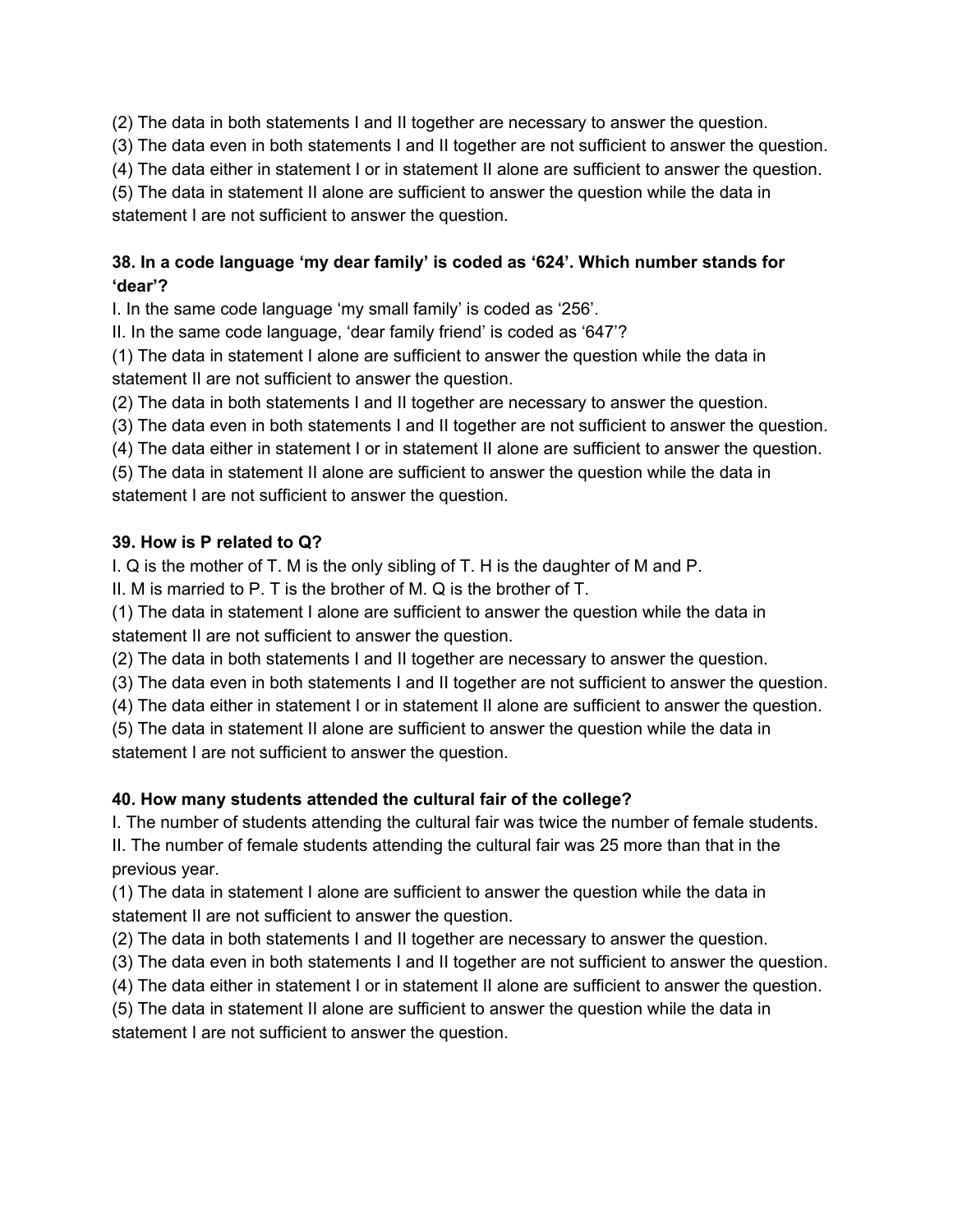(2) The data in both statements I and II together are necessary to answer the question.

(3) The data even in both statements I and II together are not sufficient to answer the question.

(4) The data either in statement I or in statement II alone are sufficient to answer the question.

(5) The data in statement II alone are sufficient to answer the question while the data in statement I are not sufficient to answer the question.

**38. In a code language 'my dear family' is coded as '624'. Which number stands for 'dear'?**

I. In the same code language 'my small family' is coded as '256'.

II. In the same code language, 'dear family friend' is coded as '647'?

(1) The data in statement I alone are sufficient to answer the question while the data in statement II are not sufficient to answer the question.

(2) The data in both statements I and II together are necessary to answer the question.

(3) The data even in both statements I and II together are not sufficient to answer the question.

(4) The data either in statement I or in statement II alone are sufficient to answer the question.

(5) The data in statement II alone are sufficient to answer the question while the data in statement I are not sufficient to answer the question.

**39. How is P related to Q?**

I. Q is the mother of T. M is the only sibling of T. H is the daughter of M and P.

II. M is married to P. T is the brother of M. Q is the brother of T.

(1) The data in statement I alone are sufficient to answer the question while the data in statement II are not sufficient to answer the question.

(2) The data in both statements I and II together are necessary to answer the question.

(3) The data even in both statements I and II together are not sufficient to answer the question.

(4) The data either in statement I or in statement II alone are sufficient to answer the question.

(5) The data in statement II alone are sufficient to answer the question while the data in statement I are not sufficient to answer the question.

**40. How many students attended the cultural fair of the college?**

I. The number of students attending the cultural fair was twice the number of female students.

II. The number of female students attending the cultural fair was 25 more than that in the previous year.

(1) The data in statement I alone are sufficient to answer the question while the data in statement II are not sufficient to answer the question.

(2) The data in both statements I and II together are necessary to answer the question.

(3) The data even in both statements I and II together are not sufficient to answer the question.

(4) The data either in statement I or in statement II alone are sufficient to answer the question.

(5) The data in statement II alone are sufficient to answer the question while the data in statement I are not sufficient to answer the question.